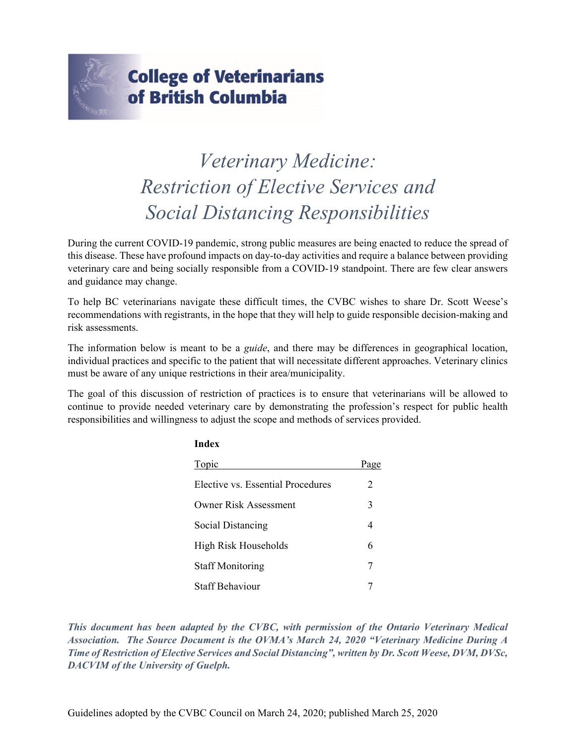# College of Veterinarians of British Columbia

# *Veterinary Medicine: Restriction of Elective Services and Social Distancing Responsibilities*

During the current COVID-19 pandemic, strong public measures are being enacted to reduce the spread of this disease. These have profound impacts on day-to-day activities and require a balance between providing veterinary care and being socially responsible from a COVID-19 standpoint. There are few clear answers and guidance may change.

To help BC veterinarians navigate these difficult times, the CVBC wishes to share Dr. Scott Weese's recommendations with registrants, in the hope that they will help to guide responsible decision-making and risk assessments.

The information below is meant to be a *guide*, and there may be differences in geographical location, individual practices and specific to the patient that will necessitate different approaches. Veterinary clinics must be aware of any unique restrictions in their area/municipality.

The goal of this discussion of restriction of practices is to ensure that veterinarians will be allowed to continue to provide needed veterinary care by demonstrating the profession's respect for public health responsibilities and willingness to adjust the scope and methods of services provided.

**Index**

| Topic | Page |
|---|---|
| Elective vs. Essential Procedures | 2 |
| Owner Risk Assessment | 3 |
| Social Distancing | 4 |
| High Risk Households | 6 |
| Staff Monitoring | 7 |
| Staff Behaviour | 7 |

***This document has been adapted by the CVBC, with permission of the Ontario Veterinary Medical Association. The Source Document is the OVMA's March 24, 2020 "Veterinary Medicine During A Time of Restriction of Elective Services and Social Distancing", written by Dr. Scott Weese, DVM, DVSc, DACVIM of the University of Guelph.***

Guidelines adopted by the CVBC Council on March 24, 2020; published March 25, 2020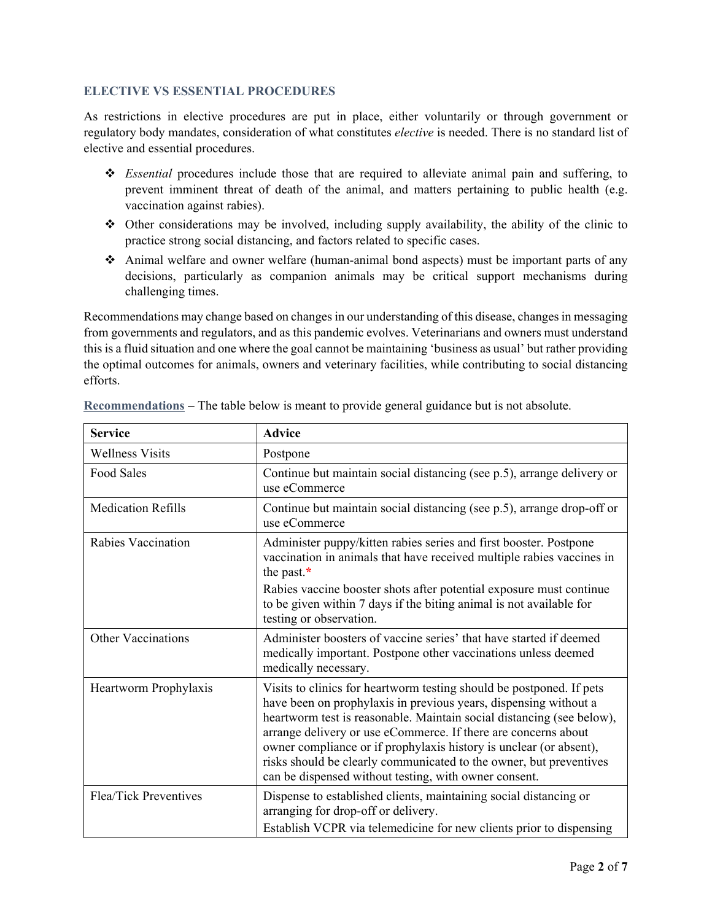## ELECTIVE VS ESSENTIAL PROCEDURES

As restrictions in elective procedures are put in place, either voluntarily or through government or regulatory body mandates, consideration of what constitutes *elective* is needed. There is no standard list of elective and essential procedures.

- *Essential* procedures include those that are required to alleviate animal pain and suffering, to prevent imminent threat of death of the animal, and matters pertaining to public health (e.g. vaccination against rabies).
- Other considerations may be involved, including supply availability, the ability of the clinic to practice strong social distancing, and factors related to specific cases.
- Animal welfare and owner welfare (human-animal bond aspects) must be important parts of any decisions, particularly as companion animals may be critical support mechanisms during challenging times.

Recommendations may change based on changes in our understanding of this disease, changes in messaging from governments and regulators, and as this pandemic evolves. Veterinarians and owners must understand this is a fluid situation and one where the goal cannot be maintaining 'business as usual' but rather providing the optimal outcomes for animals, owners and veterinary facilities, while contributing to social distancing efforts.

**Recommendations** – The table below is meant to provide general guidance but is not absolute.

| Service | Advice |
|---|---|
| Wellness Visits | Postpone |
| Food Sales | Continue but maintain social distancing (see p.5), arrange delivery or use eCommerce |
| Medication Refills | Continue but maintain social distancing (see p.5), arrange drop-off or use eCommerce |
| Rabies Vaccination | Administer puppy/kitten rabies series and first booster. Postpone vaccination in animals that have received multiple rabies vaccines in the past.* <br> Rabies vaccine booster shots after potential exposure must continue to be given within 7 days if the biting animal is not available for testing or observation. |
| Other Vaccinations | Administer boosters of vaccine series' that have started if deemed medically important. Postpone other vaccinations unless deemed medically necessary. |
| Heartworm Prophylaxis | Visits to clinics for heartworm testing should be postponed. If pets have been on prophylaxis in previous years, dispensing without a heartworm test is reasonable. Maintain social distancing (see below), arrange delivery or use eCommerce. If there are concerns about owner compliance or if prophylaxis history is unclear (or absent), risks should be clearly communicated to the owner, but preventives can be dispensed without testing, with owner consent. |
| Flea/Tick Preventives | Dispense to established clients, maintaining social distancing or arranging for drop-off or delivery. <br> Establish VCPR via telemedicine for new clients prior to dispensing |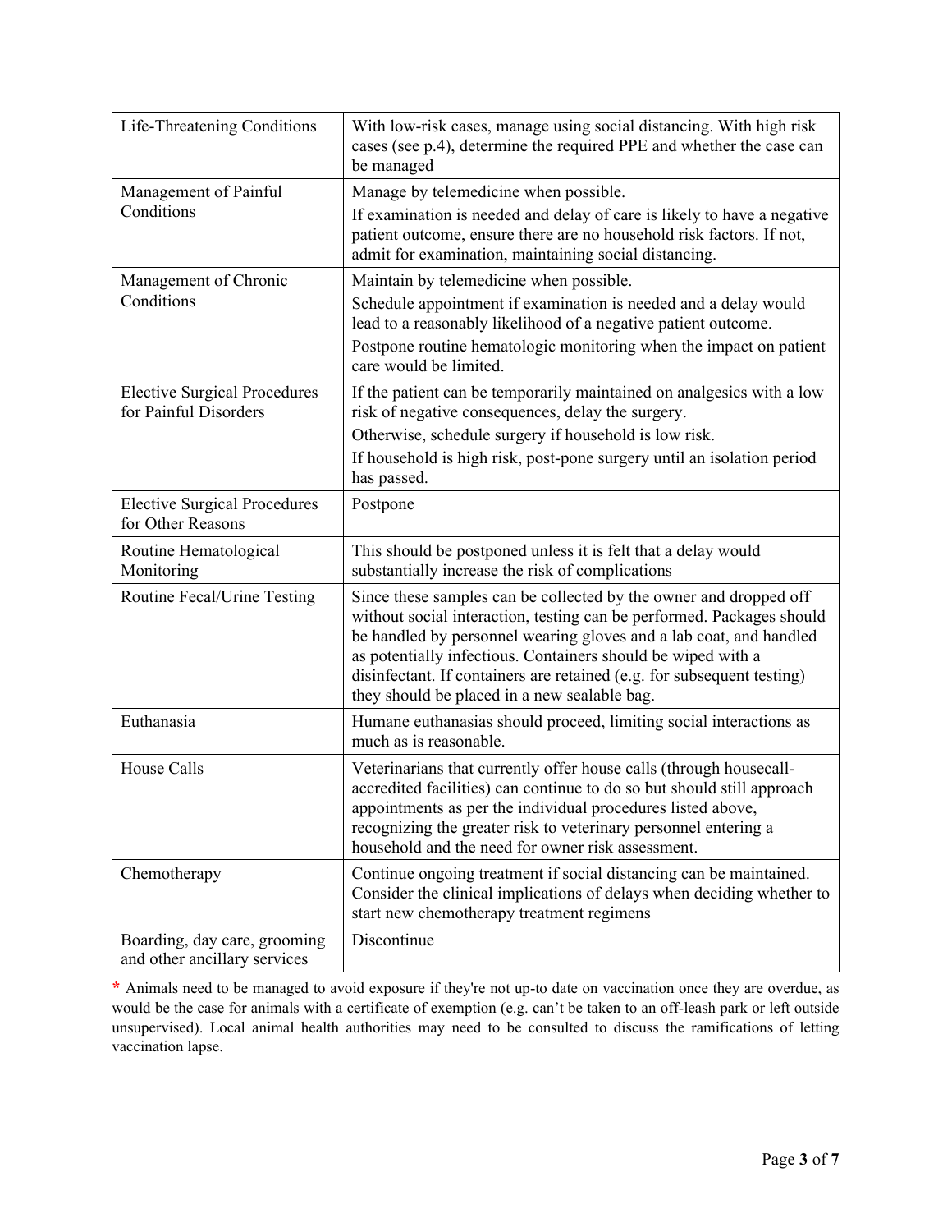| | |
|---|---|
| Life-Threatening Conditions | With low-risk cases, manage using social distancing. With high risk cases (see p.4), determine the required PPE and whether the case can be managed |
| Management of Painful Conditions | Manage by telemedicine when possible.<br>If examination is needed and delay of care is likely to have a negative patient outcome, ensure there are no household risk factors. If not, admit for examination, maintaining social distancing. |
| Management of Chronic Conditions | Maintain by telemedicine when possible.<br>Schedule appointment if examination is needed and a delay would lead to a reasonably likelihood of a negative patient outcome.<br>Postpone routine hematologic monitoring when the impact on patient care would be limited. |
| Elective Surgical Procedures for Painful Disorders | If the patient can be temporarily maintained on analgesics with a low risk of negative consequences, delay the surgery.<br>Otherwise, schedule surgery if household is low risk.<br>If household is high risk, post-pone surgery until an isolation period has passed. |
| Elective Surgical Procedures for Other Reasons | Postpone |
| Routine Hematological Monitoring | This should be postponed unless it is felt that a delay would substantially increase the risk of complications |
| Routine Fecal/Urine Testing | Since these samples can be collected by the owner and dropped off without social interaction, testing can be performed. Packages should be handled by personnel wearing gloves and a lab coat, and handled as potentially infectious. Containers should be wiped with a disinfectant. If containers are retained (e.g. for subsequent testing) they should be placed in a new sealable bag. |
| Euthanasia | Humane euthanasias should proceed, limiting social interactions as much as is reasonable. |
| House Calls | Veterinarians that currently offer house calls (through housecall-accredited facilities) can continue to do so but should still approach appointments as per the individual procedures listed above, recognizing the greater risk to veterinary personnel entering a household and the need for owner risk assessment. |
| Chemotherapy | Continue ongoing treatment if social distancing can be maintained. Consider the clinical implications of delays when deciding whether to start new chemotherapy treatment regimens |
| Boarding, day care, grooming and other ancillary services | Discontinue |

* Animals need to be managed to avoid exposure if they're not up-to date on vaccination once they are overdue, as would be the case for animals with a certificate of exemption (e.g. can't be taken to an off-leash park or left outside unsupervised). Local animal health authorities may need to be consulted to discuss the ramifications of letting vaccination lapse.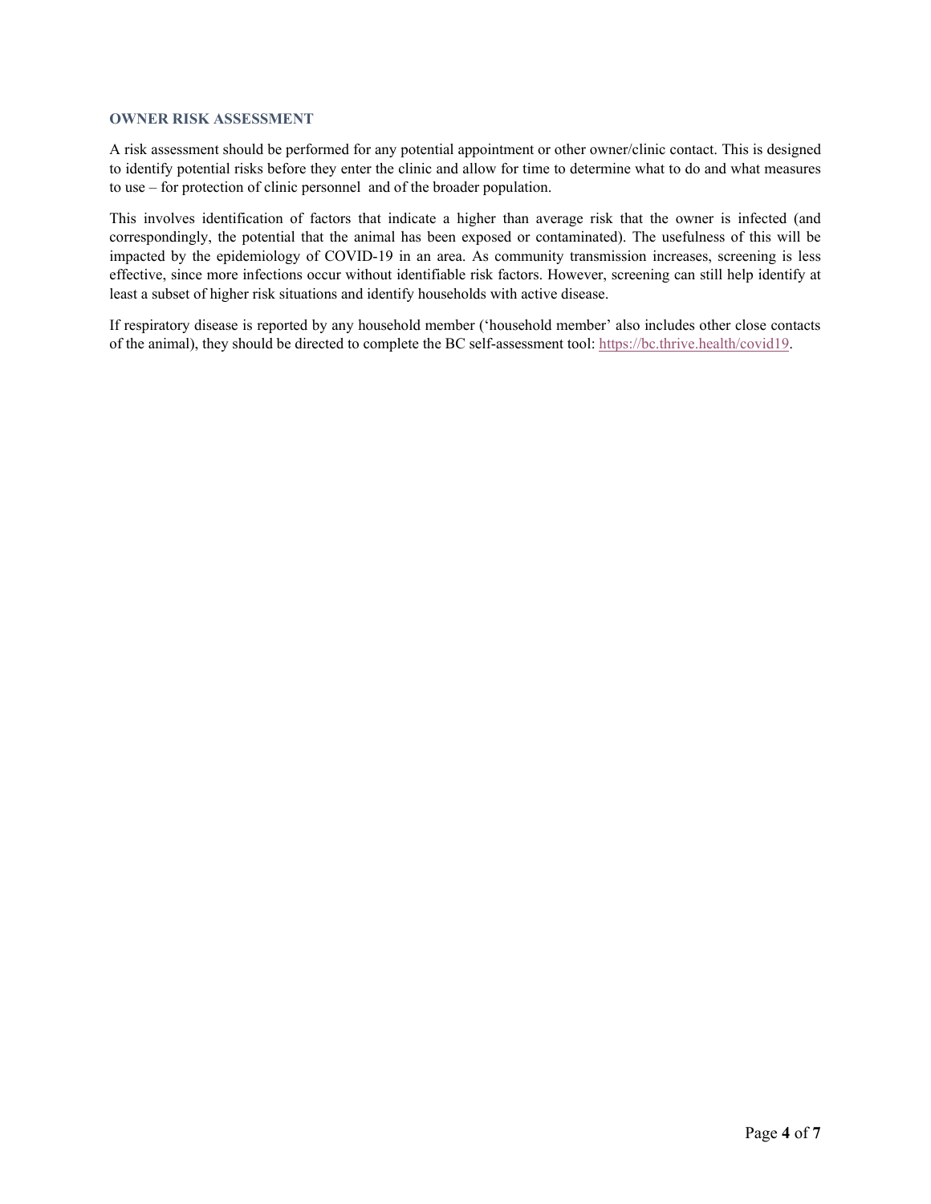## OWNER RISK ASSESSMENT

A risk assessment should be performed for any potential appointment or other owner/clinic contact. This is designed to identify potential risks before they enter the clinic and allow for time to determine what to do and what measures to use – for protection of clinic personnel and of the broader population.

This involves identification of factors that indicate a higher than average risk that the owner is infected (and correspondingly, the potential that the animal has been exposed or contaminated). The usefulness of this will be impacted by the epidemiology of COVID-19 in an area. As community transmission increases, screening is less effective, since more infections occur without identifiable risk factors. However, screening can still help identify at least a subset of higher risk situations and identify households with active disease.

If respiratory disease is reported by any household member ('household member' also includes other close contacts of the animal), they should be directed to complete the BC self-assessment tool: https://bc.thrive.health/covid19.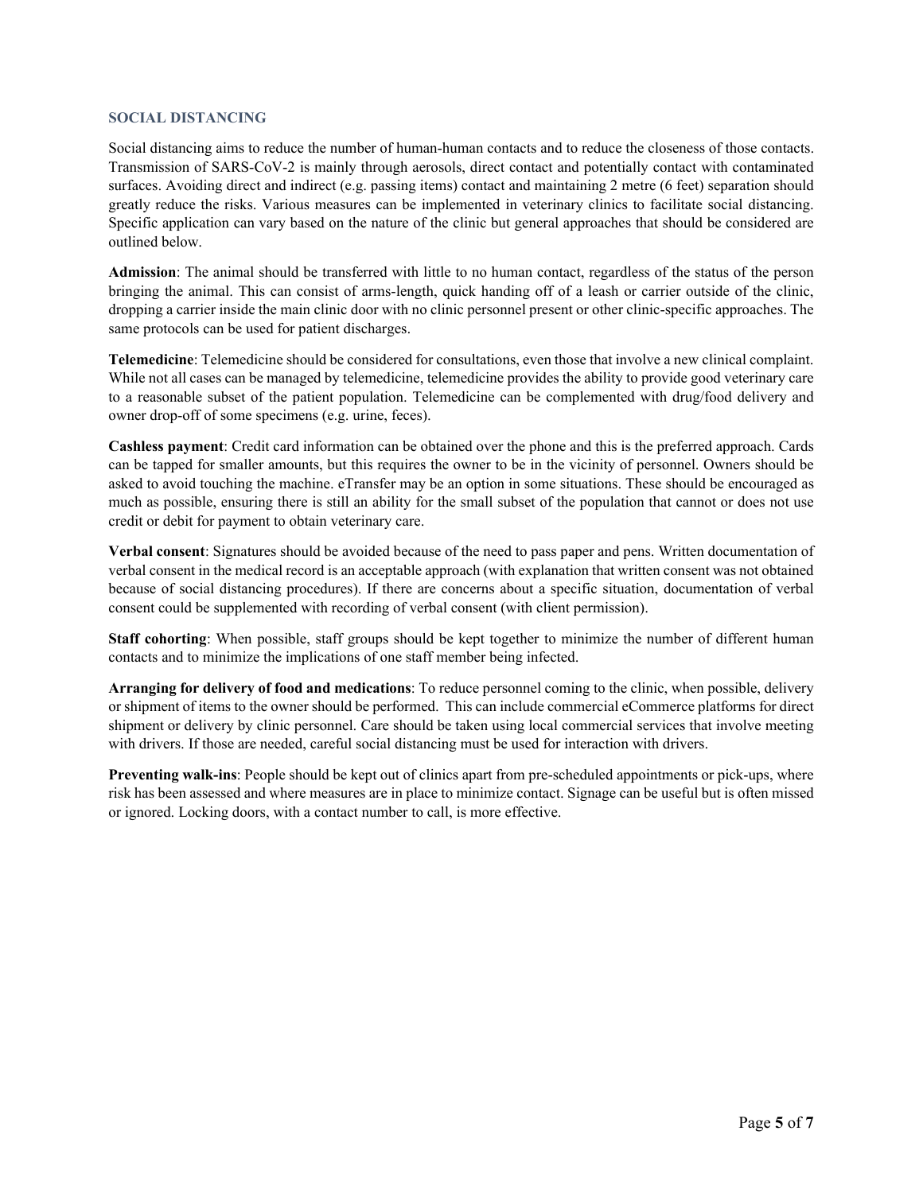## SOCIAL DISTANCING

Social distancing aims to reduce the number of human-human contacts and to reduce the closeness of those contacts. Transmission of SARS-CoV-2 is mainly through aerosols, direct contact and potentially contact with contaminated surfaces. Avoiding direct and indirect (e.g. passing items) contact and maintaining 2 metre (6 feet) separation should greatly reduce the risks. Various measures can be implemented in veterinary clinics to facilitate social distancing. Specific application can vary based on the nature of the clinic but general approaches that should be considered are outlined below.

**Admission**: The animal should be transferred with little to no human contact, regardless of the status of the person bringing the animal. This can consist of arms-length, quick handing off of a leash or carrier outside of the clinic, dropping a carrier inside the main clinic door with no clinic personnel present or other clinic-specific approaches. The same protocols can be used for patient discharges.

**Telemedicine**: Telemedicine should be considered for consultations, even those that involve a new clinical complaint. While not all cases can be managed by telemedicine, telemedicine provides the ability to provide good veterinary care to a reasonable subset of the patient population. Telemedicine can be complemented with drug/food delivery and owner drop-off of some specimens (e.g. urine, feces).

**Cashless payment**: Credit card information can be obtained over the phone and this is the preferred approach. Cards can be tapped for smaller amounts, but this requires the owner to be in the vicinity of personnel. Owners should be asked to avoid touching the machine. eTransfer may be an option in some situations. These should be encouraged as much as possible, ensuring there is still an ability for the small subset of the population that cannot or does not use credit or debit for payment to obtain veterinary care.

**Verbal consent**: Signatures should be avoided because of the need to pass paper and pens. Written documentation of verbal consent in the medical record is an acceptable approach (with explanation that written consent was not obtained because of social distancing procedures). If there are concerns about a specific situation, documentation of verbal consent could be supplemented with recording of verbal consent (with client permission).

**Staff cohorting**: When possible, staff groups should be kept together to minimize the number of different human contacts and to minimize the implications of one staff member being infected.

**Arranging for delivery of food and medications**: To reduce personnel coming to the clinic, when possible, delivery or shipment of items to the owner should be performed. This can include commercial eCommerce platforms for direct shipment or delivery by clinic personnel. Care should be taken using local commercial services that involve meeting with drivers. If those are needed, careful social distancing must be used for interaction with drivers.

**Preventing walk-ins**: People should be kept out of clinics apart from pre-scheduled appointments or pick-ups, where risk has been assessed and where measures are in place to minimize contact. Signage can be useful but is often missed or ignored. Locking doors, with a contact number to call, is more effective.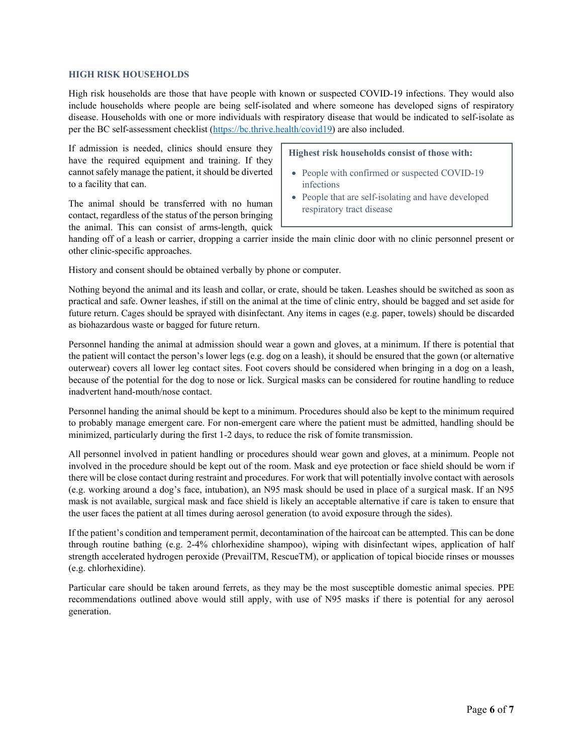## HIGH RISK HOUSEHOLDS

High risk households are those that have people with known or suspected COVID-19 infections. They would also include households where people are being self-isolated and where someone has developed signs of respiratory disease. Households with one or more individuals with respiratory disease that would be indicated to self-isolate as per the BC self-assessment checklist (https://bc.thrive.health/covid19) are also included.

> **Highest risk households consist of those with:**
>
> - People with confirmed or suspected COVID-19 infections
> - People that are self-isolating and have developed respiratory tract disease

If admission is needed, clinics should ensure they have the required equipment and training. If they cannot safely manage the patient, it should be diverted to a facility that can.

The animal should be transferred with no human contact, regardless of the status of the person bringing the animal. This can consist of arms-length, quick handing off of a leash or carrier, dropping a carrier inside the main clinic door with no clinic personnel present or other clinic-specific approaches.

History and consent should be obtained verbally by phone or computer.

Nothing beyond the animal and its leash and collar, or crate, should be taken. Leashes should be switched as soon as practical and safe. Owner leashes, if still on the animal at the time of clinic entry, should be bagged and set aside for future return. Cages should be sprayed with disinfectant. Any items in cages (e.g. paper, towels) should be discarded as biohazardous waste or bagged for future return.

Personnel handing the animal at admission should wear a gown and gloves, at a minimum. If there is potential that the patient will contact the person's lower legs (e.g. dog on a leash), it should be ensured that the gown (or alternative outerwear) covers all lower leg contact sites. Foot covers should be considered when bringing in a dog on a leash, because of the potential for the dog to nose or lick. Surgical masks can be considered for routine handling to reduce inadvertent hand-mouth/nose contact.

Personnel handing the animal should be kept to a minimum. Procedures should also be kept to the minimum required to probably manage emergent care. For non-emergent care where the patient must be admitted, handling should be minimized, particularly during the first 1-2 days, to reduce the risk of fomite transmission.

All personnel involved in patient handling or procedures should wear gown and gloves, at a minimum. People not involved in the procedure should be kept out of the room. Mask and eye protection or face shield should be worn if there will be close contact during restraint and procedures. For work that will potentially involve contact with aerosols (e.g. working around a dog's face, intubation), an N95 mask should be used in place of a surgical mask. If an N95 mask is not available, surgical mask and face shield is likely an acceptable alternative if care is taken to ensure that the user faces the patient at all times during aerosol generation (to avoid exposure through the sides).

If the patient's condition and temperament permit, decontamination of the haircoat can be attempted. This can be done through routine bathing (e.g. 2-4% chlorhexidine shampoo), wiping with disinfectant wipes, application of half strength accelerated hydrogen peroxide (PrevailTM, RescueTM), or application of topical biocide rinses or mousses (e.g. chlorhexidine).

Particular care should be taken around ferrets, as they may be the most susceptible domestic animal species. PPE recommendations outlined above would still apply, with use of N95 masks if there is potential for any aerosol generation.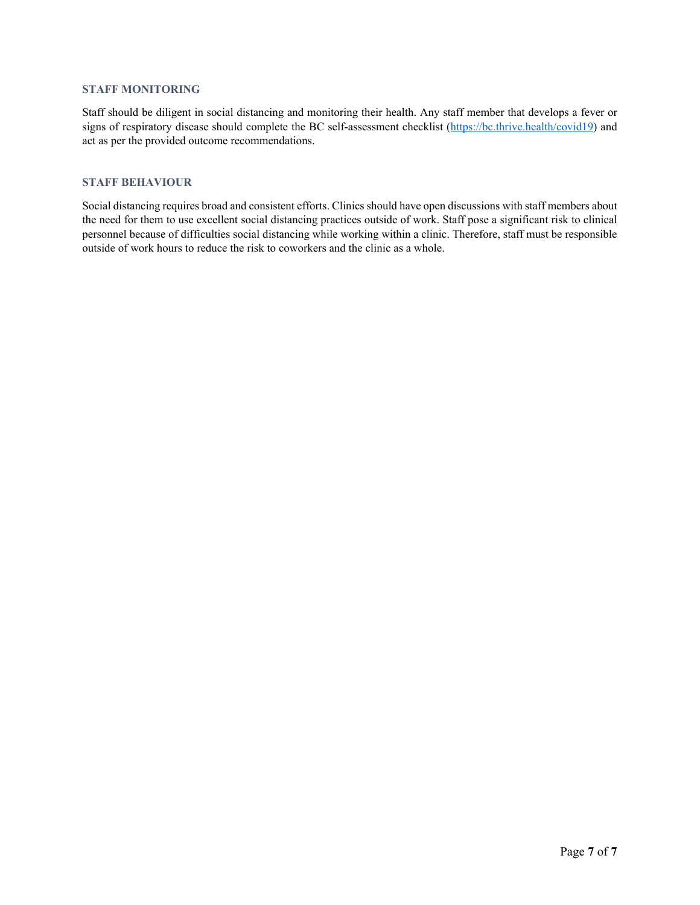### STAFF MONITORING

Staff should be diligent in social distancing and monitoring their health. Any staff member that develops a fever or signs of respiratory disease should complete the BC self-assessment checklist (https://bc.thrive.health/covid19) and act as per the provided outcome recommendations.

### STAFF BEHAVIOUR

Social distancing requires broad and consistent efforts. Clinics should have open discussions with staff members about the need for them to use excellent social distancing practices outside of work. Staff pose a significant risk to clinical personnel because of difficulties social distancing while working within a clinic. Therefore, staff must be responsible outside of work hours to reduce the risk to coworkers and the clinic as a whole.